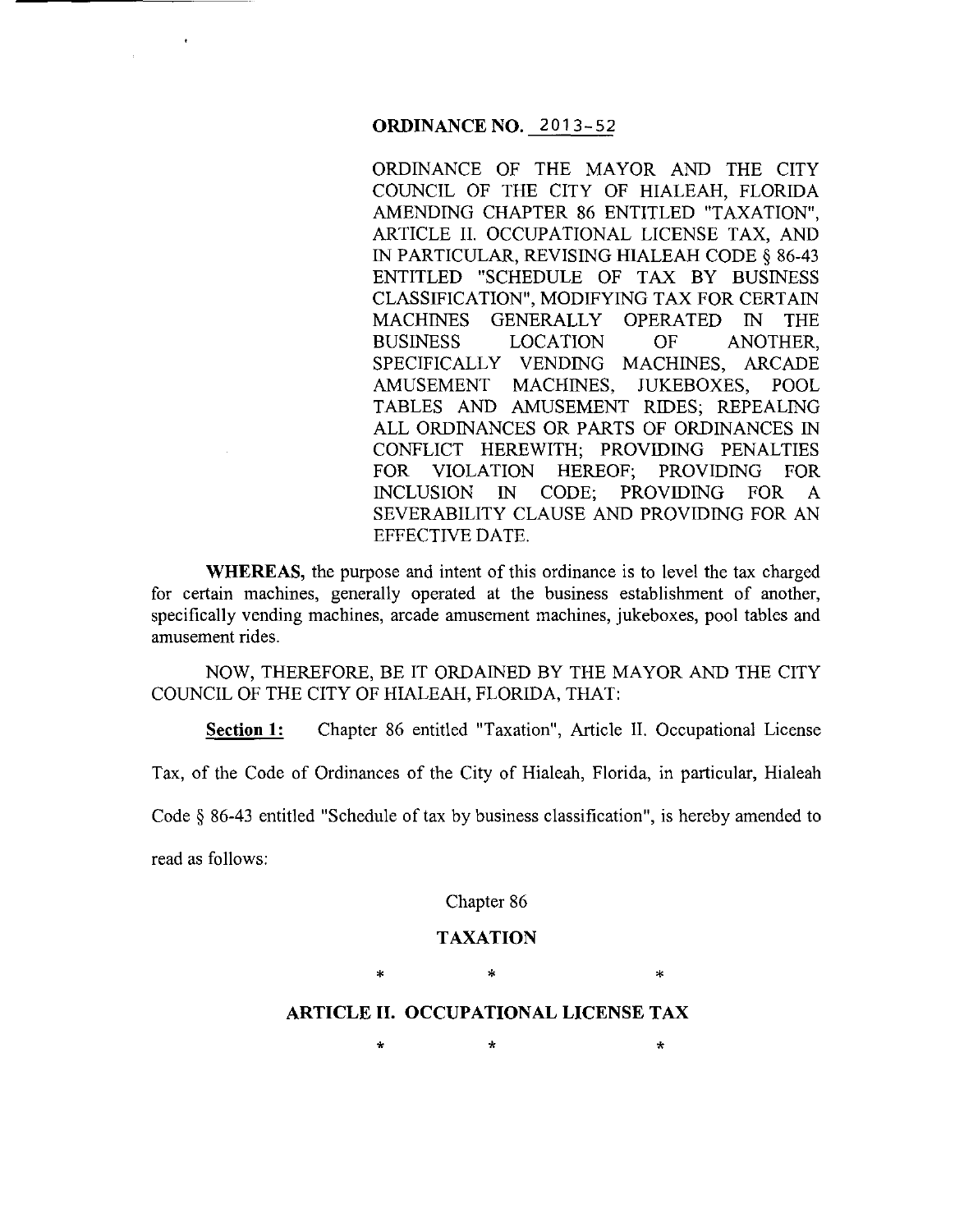**ORDINANCE NO. 2013-52**

ORDINANCE OF THE MAYOR AND THE CITY COUNCIL OF THE CITY OF HIALEAH, FLORIDA AMENDING CHAPTER 86 ENTITLED "TAXATION", ARTICLE II. OCCUPATIONAL LICENSE TAX, AND IN PARTICULAR, REVISING HIALEAH CODE § 86-43 ENTITLED "SCHEDULE OF TAX BY BUSINESS CLASSIFICATION", MODIFYING TAX FOR CERTAIN MACHINES GENERALLY OPERATED IN THE BUSINESS LOCATION OF ANOTHER, SPECIFICALLY VENDING MACHINES, ARCADE AMUSEMENT MACHINES, JUKEBOXES, POOL TABLES AND AMUSEMENT RIDES; REPEALING ALL ORDINANCES OR PARTS OF ORDINANCES IN CONFLICT HEREWITH; PROVIDING PENALTIES FOR VIOLATION HEREOF; PROVIDING FOR INCLUSION IN CODE; PROVIDING FOR A SEVERABILITY CLAUSE AND PROVIDING FOR AN EFFECTIVE DATE.

**WHEREAS,** the purpose and intent of this ordinance is to level the tax charged for certain machines, generally operated at the business establishment of another, specifically vending machines, arcade amusement machines, jukeboxes, pool tables and amusement rides.

NOW, THEREFORE, BE IT ORDAINED BY THE MAYOR AND THE CITY COUNCIL OF THE CITY OF HIALEAH, FLORIDA, THAT:

**Section 1:** Chapter 86 entitled "Taxation", Article II. Occupational License Tax, of the Code of Ordinances of the City of Hialeah, Florida, in particular, Hialeah Code § 86-43 entitled "Schedule of tax by business classification", is hereby amended to read as follows:

Chapter 86

**TAXATION**

\* \* \*

**ARTICLE II. OCCUPATIONAL LICENSE TAX**

\* \* \*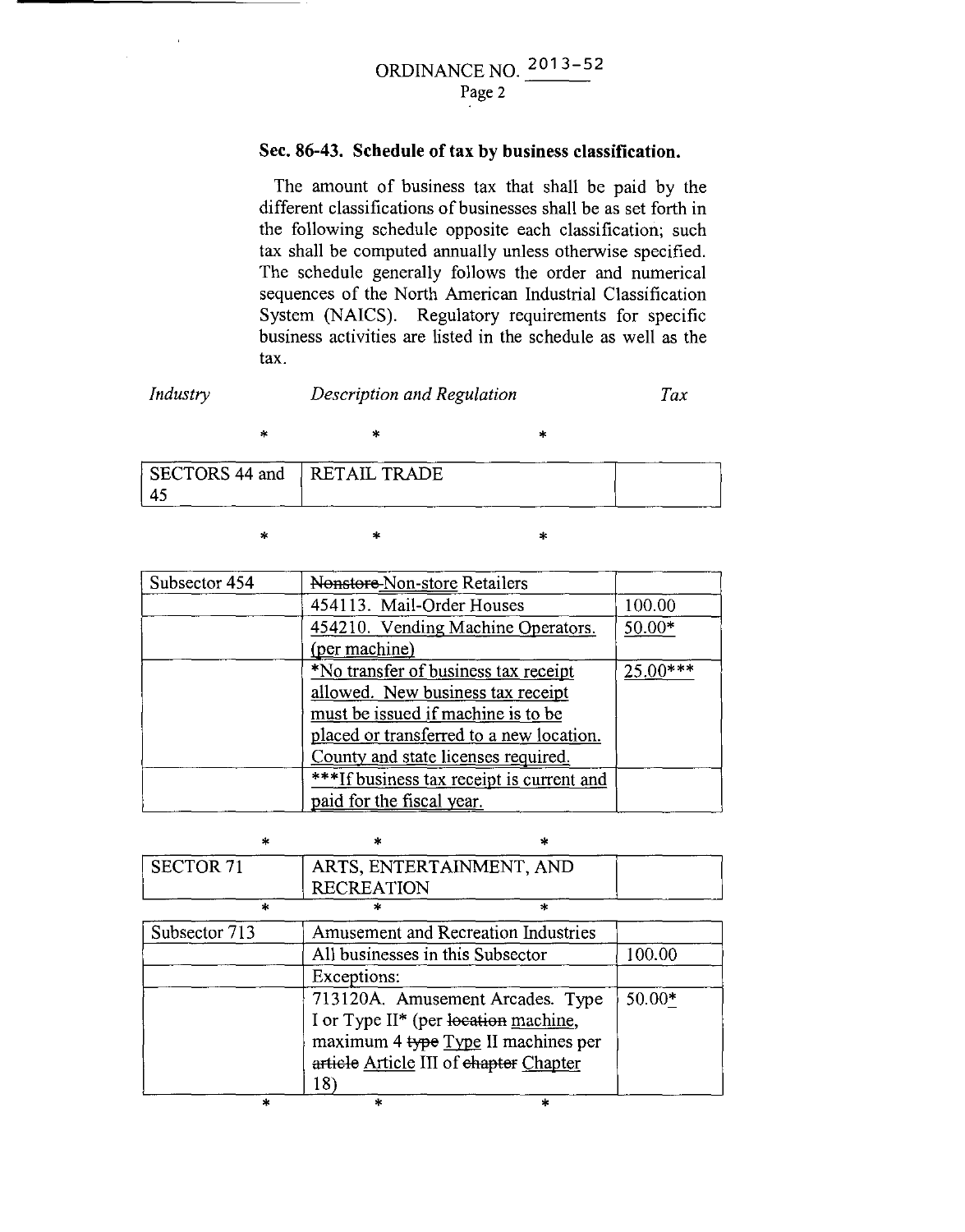ORDINANCE NO. 2013-52

### Sec. 86-43. Schedule of tax by business classification.

The amount of business tax that shall be paid by the different classifications of businesses shall be as set forth in the following schedule opposite each classification; such tax shall be computed annually unless otherwise specified. The schedule generally follows the order and numerical sequences of the North American Industrial Classification System (NAICS). Regulatory requirements for specific business activities are listed in the schedule as well as the tax.

| *Industry* | *Description and Regulation* | *Tax* |
|---|---|---|
| * | * | * |
| SECTORS 44 and 45 | RETAIL TRADE | |
| * | * | * |
| Subsector 454 | ~~Nonstore~~ Non-store Retailers | |
| | 454113. Mail-Order Houses | 100.00 |
| | 454210. Vending Machine Operators. (per machine) | 50.00* |
| | *No transfer of business tax receipt allowed. New business tax receipt must be issued if machine is to be placed or transferred to a new location. County and state licenses required. | 25.00*** |
| | ***If business tax receipt is current and paid for the fiscal year. | |
| * | * | * |
| SECTOR 71 | ARTS, ENTERTAINMENT, AND RECREATION | |
| * | * | * |
| Subsector 713 | Amusement and Recreation Industries | |
| | All businesses in this Subsector | 100.00 |
| | Exceptions: | |
| | 713120A. Amusement Arcades. Type I or Type II* (per ~~location~~ machine, maximum 4 ~~type~~ Type II machines per ~~article~~ Article III of ~~chapter~~ Chapter 18) | 50.00* |
| * | * | * |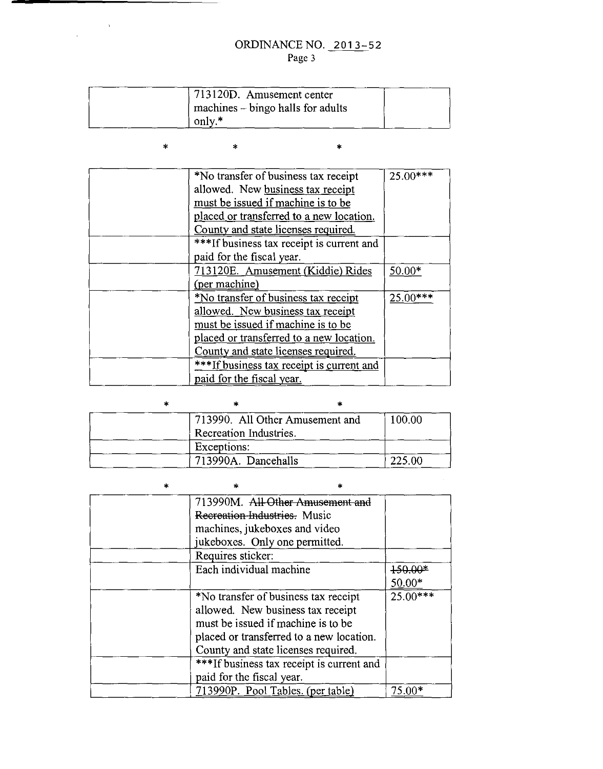# ORDINANCE NO. 2013-52

| | | |
|---|---|---|
| | 713120D. Amusement center machines – bingo halls for adults only.* | |

\* \* \*

| | | |
|---|---|---|
| | *No transfer of business tax receipt allowed. New business tax receipt must be issued if machine is to be placed or transferred to a new location. County and state licenses required. | 25.00*** |
| | ***If business tax receipt is current and paid for the fiscal year. | |
| | 713120E. Amusement (Kiddie) Rides (per machine) | 50.00* |
| | *No transfer of business tax receipt allowed. New business tax receipt must be issued if machine is to be placed or transferred to a new location. County and state licenses required. | 25.00*** |
| | ***If business tax receipt is current and paid for the fiscal year. | |

\* \* \*

| | | |
|---|---|---|
| | 713990. All Other Amusement and Recreation Industries. | 100.00 |
| | Exceptions: | |
| | 713990A. Dancehalls | 225.00 |

\* \* \*

| | | |
|---|---|---|
| | 713990M. ~~All Other Amusement and Recreation Industries.~~ Music machines, jukeboxes and video jukeboxes. Only one permitted. | |
| | Requires sticker: | |
| | Each individual machine | ~~150.00*~~ 50.00* |
| | *No transfer of business tax receipt allowed. New business tax receipt must be issued if machine is to be placed or transferred to a new location. County and state licenses required. | 25.00*** |
| | ***If business tax receipt is current and paid for the fiscal year. | |
| | 713990P. Pool Tables. (per table) | 75.00* |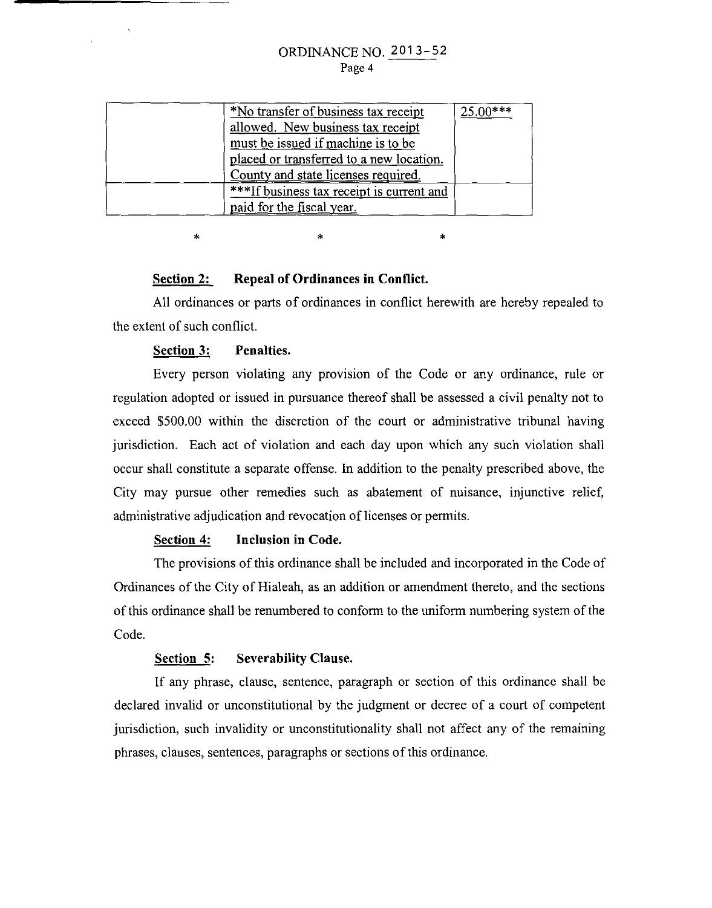ORDINANCE NO. 2013-52

| | *No transfer of business tax receipt allowed. New business tax receipt must be issued if machine is to be placed or transferred to a new location. County and state licenses required. | 25.00*** |
|---|---|---|
| | ***If business tax receipt is current and paid for the fiscal year. | |

\* \* \*

**Section 2: Repeal of Ordinances in Conflict.**

All ordinances or parts of ordinances in conflict herewith are hereby repealed to the extent of such conflict.

**Section 3: Penalties.**

Every person violating any provision of the Code or any ordinance, rule or regulation adopted or issued in pursuance thereof shall be assessed a civil penalty not to exceed $500.00 within the discretion of the court or administrative tribunal having jurisdiction. Each act of violation and each day upon which any such violation shall occur shall constitute a separate offense. In addition to the penalty prescribed above, the City may pursue other remedies such as abatement of nuisance, injunctive relief, administrative adjudication and revocation of licenses or permits.

**Section 4: Inclusion in Code.**

The provisions of this ordinance shall be included and incorporated in the Code of Ordinances of the City of Hialeah, as an addition or amendment thereto, and the sections of this ordinance shall be renumbered to conform to the uniform numbering system of the Code.

**Section 5: Severability Clause.**

If any phrase, clause, sentence, paragraph or section of this ordinance shall be declared invalid or unconstitutional by the judgment or decree of a court of competent jurisdiction, such invalidity or unconstitutionality shall not affect any of the remaining phrases, clauses, sentences, paragraphs or sections of this ordinance.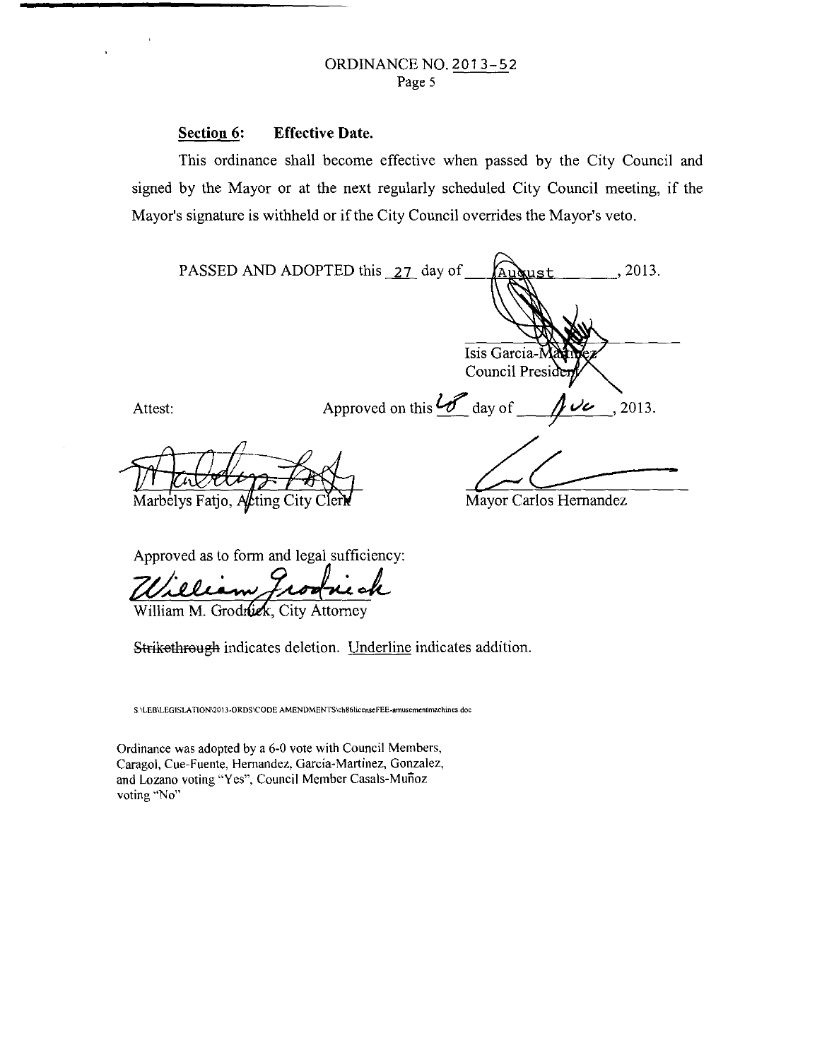ORDINANCE NO. 2013-52

**Section 6: Effective Date.**

This ordinance shall become effective when passed by the City Council and signed by the Mayor or at the next regularly scheduled City Council meeting, if the Mayor's signature is withheld or if the City Council overrides the Mayor's veto.

PASSED AND ADOPTED this 27 day of August, 2013.

Isis Garcia-Martinez
Council President

Attest: Approved on this 28 day of Aug, 2013.

Marbelys Fatjo, Acting City Clerk

Mayor Carlos Hernandez

Approved as to form and legal sufficiency:

William M. Grodnick, City Attorney

~~Strikethrough~~ indicates deletion. Underline indicates addition.

S:\LEB\LEGISLATION\2013-ORDS\CODE AMENDMENTS\ch86licenseFEE-amusementmachines.doc

Ordinance was adopted by a 6-0 vote with Council Members, Caragol, Cue-Fuente, Hernandez, Garcia-Martinez, Gonzalez, and Lozano voting "Yes", Council Member Casals-Muñoz voting "No"